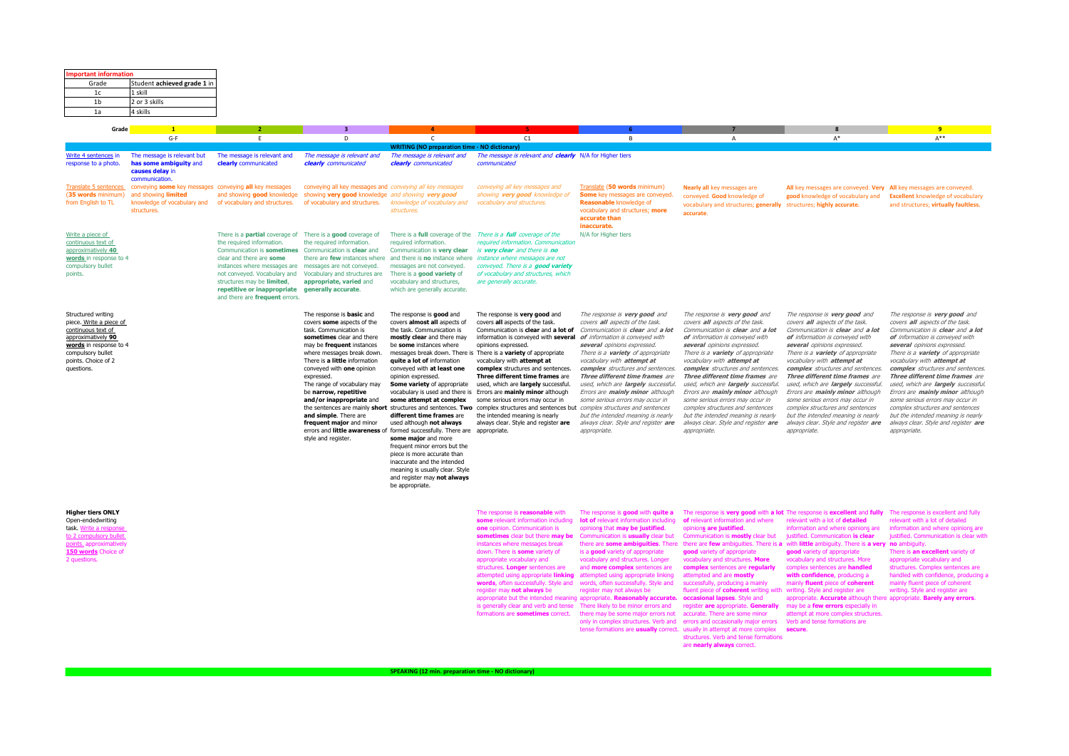| Important information | |
|---|---|
| Grade | Student **achieved grade 1** in |
| 1c | 1 skill |
| 1b | 2 or 3 skills |
| 1a | 4 skills |

| Grade | 1 | 2 | 3 | 4 | 5 | 6 | 7 | 8 | 9 |
|---|---|---|---|---|---|---|---|---|---|
| | G-F | E | D | C | C1 | B | A | A* | A** |
| **WRITING (NO preparation time - NO dictionary)** | | | | | | | | | |
| Write 4 sentences in response to a photo. | The message is relevant but **has some ambiguity** and **causes delay** in communication. | The message is relevant and **clearly** communicated | *The message is relevant and **clearly** communicated* | *The message is relevant and **clearly** communicated* | *The message is relevant and **clearly** communicated* | N/A for Higher tiers | | | |
| Translate 5 sentences (**35 words** minimum) from English to TL | conveying **some** key messages and showing **limited** knowledge of vocabulary and structures. | conveying **all** key messages and showing **good** knowledge of vocabulary and structures. | conveying all key messages and showing **very good** knowledge of vocabulary and structures. | *conveying all key messages and showing **very good** knowledge of vocabulary and structures.* | *conveying all key messages and showing **very good** knowledge of vocabulary and structures.* | Translate (**50 words** minimum) **Some** key messages are conveyed. **Reasonable** knowledge of vocabulary and structures; **more accurate than inaccurate.** | **Nearly all** key messages are conveyed. **Good** knowledge of vocabulary and structures; **generally accurate**. | **All** key messages are conveyed. **Very good** knowledge of vocabulary and structures; **highly accurate.** | **All** key messages are conveyed. **Excellent** knowledge of vocabulary and structures; **virtually faultless.** |
| Write a piece of continuous text of approximatively **40 words** in response to 4 compulsory bullet points. | | There is a **partial** coverage of the required information. Communication is **sometimes** clear and there are **some** instances where messages are not conveyed. Vocabulary and structures may be **limited**, **repetitive or inappropriate** and there are **frequent** errors. | There is a **good** coverage of the required information. Communication is **clear** and there are **few** instances where messages are not conveyed. Vocabulary and structures are **appropriate, varied** and **generally accurate**. | There is a **full** coverage of the required information. Communication is **very clear** and there is **no** instance where messages are not conveyed. There is a **good variety** of vocabulary and structures, which are generally accurate. | *There is a **full** coverage of the required information. Communication is **very clear** and there is **no** instance where messages are not conveyed. There is a **good variety** of vocabulary and structures, which are generally accurate.* | N/A for Higher tiers | | | |
| Structured writing piece. Write a piece of continuous text of approximatively **90 words** in response to 4 compulsory bullet points. Choice of 2 questions. | | | The response is **basic** and covers **some** aspects of the task. Communication is **sometimes** clear and there may be **frequent** instances where messages break down. There is **a little** information conveyed with **one** opinion expressed. The range of vocabulary may be **narrow, repetitive and/or inappropriate** and the sentences are mainly **short and simple**. There are **frequent major** and minor errors and **little awareness** of style and register. | The response is **good** and covers **almost all** aspects of the task. Communication is **mostly clear** and there may be **some** instances where messages break down. There is **quite a lot** of information conveyed with **at least one** opinion expressed. **Some variety** of appropriate vocabulary is used and there is **some attempt at complex** structures and sentences. **Two different time frames** are used although **not always** formed successfully. There are **some major** and more frequent minor errors but the piece is more accurate than inaccurate and the intended meaning is usually clear. Style and register may **not always** be appropriate. | The response is **very good** and covers **all** aspects of the task. Communication is **clear** and **a lot of** information is conveyed with **several** opinions expressed. There is a **variety** of appropriate vocabulary with **attempt at complex** structures and sentences. **Three different time frames** are used, which are **largely** successful. Errors are **mainly minor** although some serious errors may occur in complex structures and sentences but the intended meaning is nearly always clear. Style and register **are** appropriate. | *The response is **very good** and covers **all** aspects of the task. Communication is **clear** and **a lot of** information is conveyed with **several** opinions expressed. There is a **variety** of appropriate vocabulary with **attempt at complex** structures and sentences. **Three different time frames** are used, which are **largely** successful. Errors are **mainly minor** although some serious errors may occur in complex structures and sentences but the intended meaning is nearly always clear. Style and register **are** appropriate.* | *The response is **very good** and covers **all** aspects of the task. Communication is **clear** and **a lot of** information is conveyed with **several** opinions expressed. There is a **variety** of appropriate vocabulary with **attempt at complex** structures and sentences. **Three different time frames** are used, which are **largely** successful. Errors are **mainly minor** although some serious errors may occur in complex structures and sentences but the intended meaning is nearly always clear. Style and register **are** appropriate.* | *The response is **very good** and covers **all** aspects of the task. Communication is **clear** and **a lot of** information is conveyed with **several** opinions expressed. There is a **variety** of appropriate vocabulary with **attempt at complex** structures and sentences. **Three different time frames** are used, which are **largely** successful. Errors are **mainly minor** although some serious errors may occur in complex structures and sentences but the intended meaning is nearly always clear. Style and register **are** appropriate.* | *The response is **very good** and covers **all** aspects of the task. Communication is **clear** and **a lot of** information is conveyed with **several** opinions expressed. There is a **variety** of appropriate vocabulary with **attempt at complex** structures and sentences. **Three different time frames** are used, which are **largely** successful. Errors are **mainly minor** although some serious errors may occur in complex structures and sentences but the intended meaning is nearly always clear. Style and register **are** appropriate.* |
| **Higher tiers ONLY** Open-endedwriting task. Write a response to 2 compulsory bullet points, approximatively **150 words** Choice of 2 questions. | | | | | The response is **reasonable** with **some** relevant information including **one** opinion. Communication is **sometimes** clear but there **may be** instances where messages break down. There is **some** variety of appropriate vocabulary and structures. **Longer** sentences are attempted using appropriate **linking words**, often successfully. Style and register may **not always** be appropriate but the intended meaning is generally clear and verb and tense formations are **sometimes** correct. | The response is **good** with **quite a lot** of relevant information including opinion**s** that **may be justified**. Communication is **usually** clear but there are **some ambiguities**. There is a **good** variety of appropriate vocabulary and structures. Longer and **more complex** sentences are attempted using appropriate linking words, often successfully. Style and register may not always be appropriate. **Reasonably accurate.** There likely to be minor errors and there may be some major errors not only in complex structures. Verb and tense formations are **usually** correct. | The response is **very good** with **a lot of** relevant information and where opinion**s are justified**. Communication is **mostly** clear but there are **few** ambiguities. There is **a good** variety of appropriate vocabulary and structures. **More complex** sentences are **regularly** attempted and are **mostly** successfully, producing a mainly fluent piece of **coherent** writing with **occasional lapses**. Style and register **are** appropriate. **Generally** accurate. There are some minor errors and occasionally major errors usually in attempt at more complex structures. Verb and tense formations are **nearly always** correct. | The response is **excellent** and **fully** relevant with a lot of **detailed** information and where opinion**s** are justified. Communication **is clear** with **little** ambiguity. There is **a very good** variety of appropriate vocabulary and structures. More complex sentences are **handled with confidence**, producing a mainly **fluent** piece of **coherent** writing. Style and register are appropriate. **Accurate** although there may be a **few errors** especially in attempt at more complex structures. Verb and tense formations are **secure**. | The response is excellent and fully relevant with a lot of detailed information and where opinion**s** are justified. Communication is clear with **no** ambiguity. There is **an excellent** variety of appropriate vocabulary and structures. Complex sentences are handled with confidence, producing a mainly fluent piece of coherent writing. Style and register are appropriate. **Barely any errors**. |
| **SPEAKING (12 min. preparation time - NO dictionary)** | | | | | | | | | |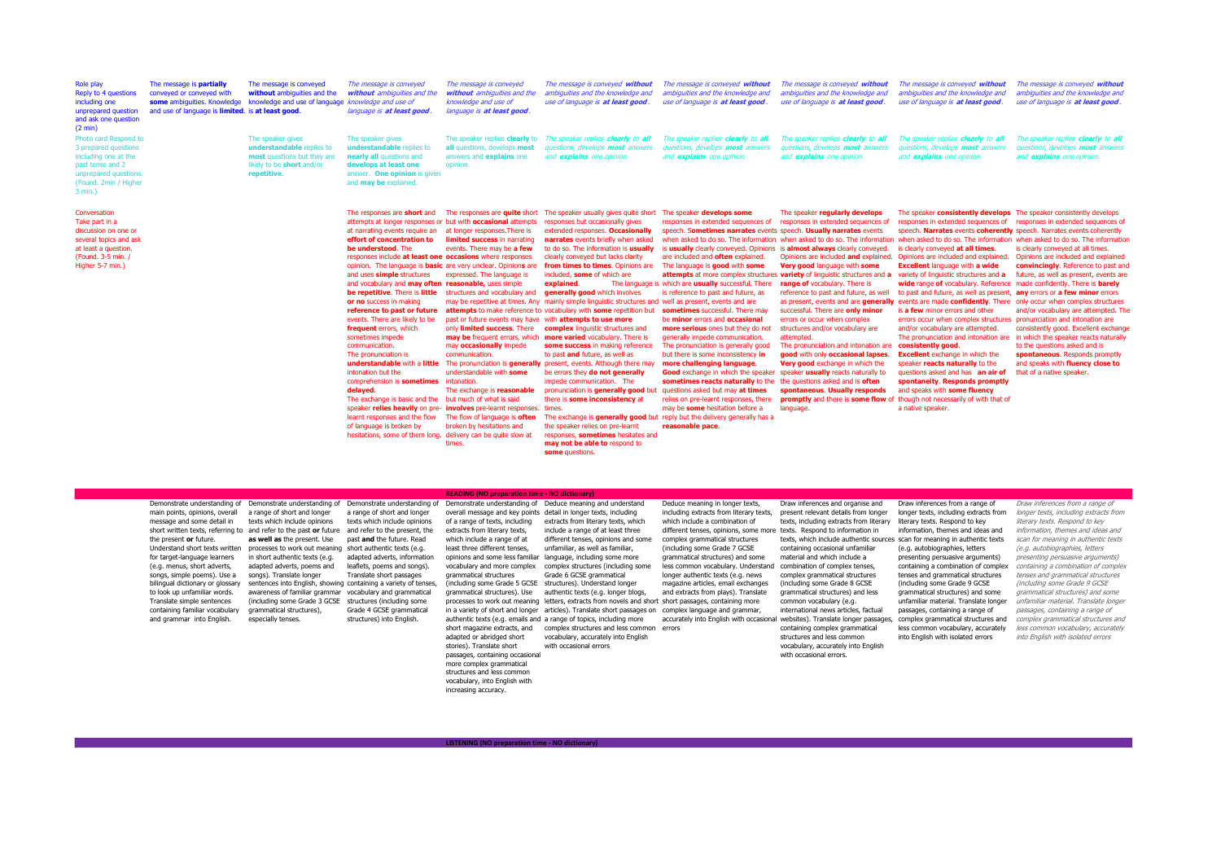| | | | | | | | | | |
|---|---|---|---|---|---|---|---|---|---|
| Role play Reply to 4 questions including one unprepared question and ask one question (2 min) | The message is **partially** conveyed with **some** ambiguities. Knowledge and use of language is **limited**. | The message is conveyed **without** ambiguities and the knowledge and use of language is **at least good**. | *The message is conveyed **without** ambiguities and the knowledge and use of language is **at least good**.* | *The message is conveyed **without** ambiguities and the knowledge and use of language is **at least good**.* | *The message is conveyed **without** ambiguities and the knowledge and use of language is **at least good**.* | *The message is conveyed **without** ambiguities and the knowledge and use of language is **at least good**.* | *The message is conveyed **without** ambiguities and the knowledge and use of language is **at least good**.* | *The message is conveyed **without** ambiguities and the knowledge and use of language is **at least good**.* | *The message is conveyed **without** ambiguities and the knowledge and use of language is **at least good**.* |
| Photo card Respond to 3 prepared questions including one at the past tense and 2 unprepared questions. (Found. 2min / Higher 3 min.) | | The speaker gives **understandable** replies to **most** questions but they are likely to be **short** and/or **repetitive**. | The speaker gives **understandable** replies to **nearly all** questions and **develops at least one** answer. **One opinion** is given and **may be** explained. | The speaker replies **clearly** to **all** questions, develops **most** answers and **explains** one opinion. | *The speaker replies **clearly** to **all** questions, develops **most** answers and **explains** one opinion.* | *The speaker replies **clearly** to **all** questions, develops **most** answers and **explains** one opinion.* | *The speaker replies **clearly** to **all** questions, develops **most** answers and **explains** one opinion.* | *The speaker replies **clearly** to **all** questions, develops **most** answers and **explains** one opinion.* | *The speaker replies **clearly** to **all** questions, develops **most** answers and **explains** one opinion.* |
| Conversation Take part in a discussion on one or several topics and ask at least a question. (Found. 3-5 min. / Higher 5-7 min.) | | | The responses are **short** and attempts at longer responses or at narrating events require an **effort of concentration to be understood**. The responses include **at least one** opinion. The language is **basic** and uses **simple** structures and vocabulary and **may often be repetitive**. There is **little or no** success in making **reference to past or future** events. There are likely to be **frequent** errors, which sometimes impede communication. The pronunciation is **understandable** with a **little** intonation but the comprehension is **sometimes delayed**. The exchange is basic and the speaker **relies heavily** on pre-learnt responses and the flow of language is broken by hesitations, some of them long. | The responses are **quite** short but with **occasional** attempts at longer responses.There is **limited success** in narrating events. There may be **a few occasions** where responses are very unclear. Opinions are expressed. The language is **reasonable,** uses simple structures and vocabulary and may be repetitive at times. Any **attempts** to make reference to past or future events may have only **limited success**. There **may be** frequent errors, which may **occasionally** impede communication. The pronunciation is **generally** understandable with **some** intonation. The exchange is **reasonable** but much of what is said **involves** pre-learnt responses. The flow of language is **often** broken by hesitations and delivery can be quite slow at times. | The speaker usually gives quite short responses but occasionally gives extended responses. **Occasionally narrates** events briefly when asked to do so. The information is **usually** clearly conveyed but lacks clarity **from times to times**. Opinions are included, **some** of which are **explained**. The language is **generally good** which involves mainly simple linguistic structures and vocabulary with **some** repetition but with **attempts to use more complex** linguistic structures and **more varied** vocabulary. There is **some success** in making reference to past **and** future, as well as present, events. Although there may be errors they **do not generally** impede communication. The pronunciation is **generally good** but there is **some inconsistency** at times. The exchange is **generally good** but the speaker relies on pre-learnt responses, **sometimes** hesitates and **may not be able to** respond to **some** questions. | The speaker **develops some** responses in extended sequences of speech. S**ometimes narrates** events when asked to do so. The information is **usually** clearly conveyed. Opinions are included and **often** explained. The language is **good** with **some attempts** at more complex structures which are **usually** successful. There is reference to past and future, as well as present, events and are **sometimes** successful. There may be **minor** errors and **occasional more serious** ones but they do not generally impede communication. The pronunciation is generally good but there is some inconsistency **in more challenging language**. **Good** exchange in which the speaker **sometimes reacts naturally** to the questions asked but may **at times** relies on pre-learnt responses, there may be **some** hesitation before a reply but the delivery generally has a **reasonable pace**. | The speaker **regularly develops** responses in extended sequences of speech. **Usually narrates** events when asked to do so. The information is **almost always** clearly conveyed. Opinions are included **and** explained. **Very good** language with **some variety** of linguistic structures and a **range of** vocabulary. There is reference to past and future, as well as present, events and are **generally** successful. There are **only minor** errors or occur when complex structures and/or vocabulary are attempted. The pronunciation and intonation are **good** with only **occasional lapses**. **Very good** exchange in which the speaker **usually** reacts naturally to the questions asked and is **often spontaneous**. **Usually responds promptly** and there is **some flow** of language. | The speaker **consistently develops** responses in extended sequences of speech. **Narrates** events **coherently** when asked to do so. The information is clearly conveyed **at all times**. Opinions are included and explained. **Excellent** language with **a wide** variety of linguistic structures and a **wide** range **of** vocabulary. Reference to past and future, as well as present, events are made **confidently**. There is **a few** minor errors and other errors occur when complex structures and/or vocabulary are attempted. The pronunciation and intonation are **consistently good**. **Excellent** exchange in which the speaker **reacts naturally** to the questions asked and has **an air of spontaneity**. **Responds promptly** and speaks with **some fluency** though not necessarily of with that of a native speaker. | The speaker consistently develops responses in extended sequences of speech. Narrates events coherently when asked to do so. The information is clearly conveyed at all times. Opinions are included and explained **convincingly**. Reference to past and future, as well as present, events are made confidently. There is **barely any** errors or **a few minor** errors which only occur when complex structures and/or vocabulary are attempted. The pronunciation and intonation are consistently good. Excellent exchange in which the speaker reacts naturally to the questions asked and is **spontaneous**. Responds promptly and speaks with **fluency close to** that of a native speaker. |
| **READING (NO preparation time - NO dictionary)** | | | | | | | | | |
| | Demonstrate understanding of main points, opinions, overall message and some detail in short written texts, referring to the present **or** future. Understand short texts written for target-language learners (e.g. menus, short adverts, songs, simple poems). Use a bilingual dictionary or glossary to look up unfamiliar words. Translate simple sentences containing familiar vocabulary and grammar into English. | Demonstrate understanding of a range of short and longer texts which include opinions and refer to the past **or** future **as well as** the present. Use processes to work out meaning in short authentic texts (e.g. adapted adverts, poems and songs). Translate longer sentences into English, showing awareness of familiar grammar (including some Grade 3 GCSE grammatical structures), especially tenses. | Demonstrate understanding of a range of short and longer texts which include opinions and refer to the present, past **and** the future. Read short authentic texts (e.g. adapted adverts, information leaflets, poems and songs). Translate short passages containing a variety of tenses, vocabulary and grammatical structures (including some Grade 4 GCSE grammatical structures) into English. | Demonstrate understanding of overall message and key points of a range of texts, including extracts from literary texts, which include a range of at least three different tenses, opinions and some less familiar vocabulary and more complex grammatical structures (including some Grade 5 GCSE grammatical structures). Use processes to work out meaning in a variety of short and longer authentic texts (e.g. emails and short magazine extracts, and adapted or abridged short stories). Translate short passages, containing occasional more complex grammatical structures and less common vocabulary, into English with increasing accuracy. | Deduce meaning and understand detail in longer texts, including extracts from literary texts, which include a range of at least three different tenses, opinions and some unfamiliar, as well as familiar, language, including some more complex structures (including some Grade 6 GCSE grammatical structures). Understand longer authentic texts (e.g. longer blogs, letters, extracts from novels and short articles). Translate short passages on a range of topics, including more complex structures and less common vocabulary, accurately into English with occasional errors | Deduce meaning in longer texts, including extracts from literary texts, which include a combination of different tenses, opinions, some more complex grammatical structures (including some Grade 7 GCSE grammatical structures) and some less common vocabulary. Understand longer authentic texts (e.g. news magazine articles, email exchanges and extracts from plays). Translate short passages, containing more complex language and grammar, accurately into English with occasional errors | Draw inferences and organise and present relevant details from longer texts, including extracts from literary texts. Respond to information in texts, which include authentic sources containing occasional unfamiliar material and which include a combination of complex tenses, complex grammatical structures (including some Grade 8 GCSE grammatical structures) and less common vocabulary (e.g. international news articles, factual websites). Translate longer passages, containing complex grammatical structures and less common vocabulary, accurately into English with occasional errors. | Draw inferences from a range of longer texts, including extracts from literary texts. Respond to key information, themes and ideas and scan for meaning in authentic texts (e.g. autobiographies, letters presenting persuasive arguments) containing a combination of complex tenses and grammatical structures (including some Grade 9 GCSE grammatical structures) and some unfamiliar material. Translate longer passages, containing a range of complex grammatical structures and less common vocabulary, accurately into English with isolated errors | *Draw inferences from a range of longer texts, including extracts from literary texts. Respond to key information, themes and ideas and scan for meaning in authentic texts (e.g. autobiographies, letters presenting persuasive arguments) containing a combination of complex tenses and grammatical structures (including some Grade 9 GCSE grammatical structures) and some unfamiliar material. Translate longer passages, containing a range of complex grammatical structures and less common vocabulary, accurately into English with isolated errors* |
| **LISTENING (NO preparation time - NO dictionary)** | | | | | | | | | |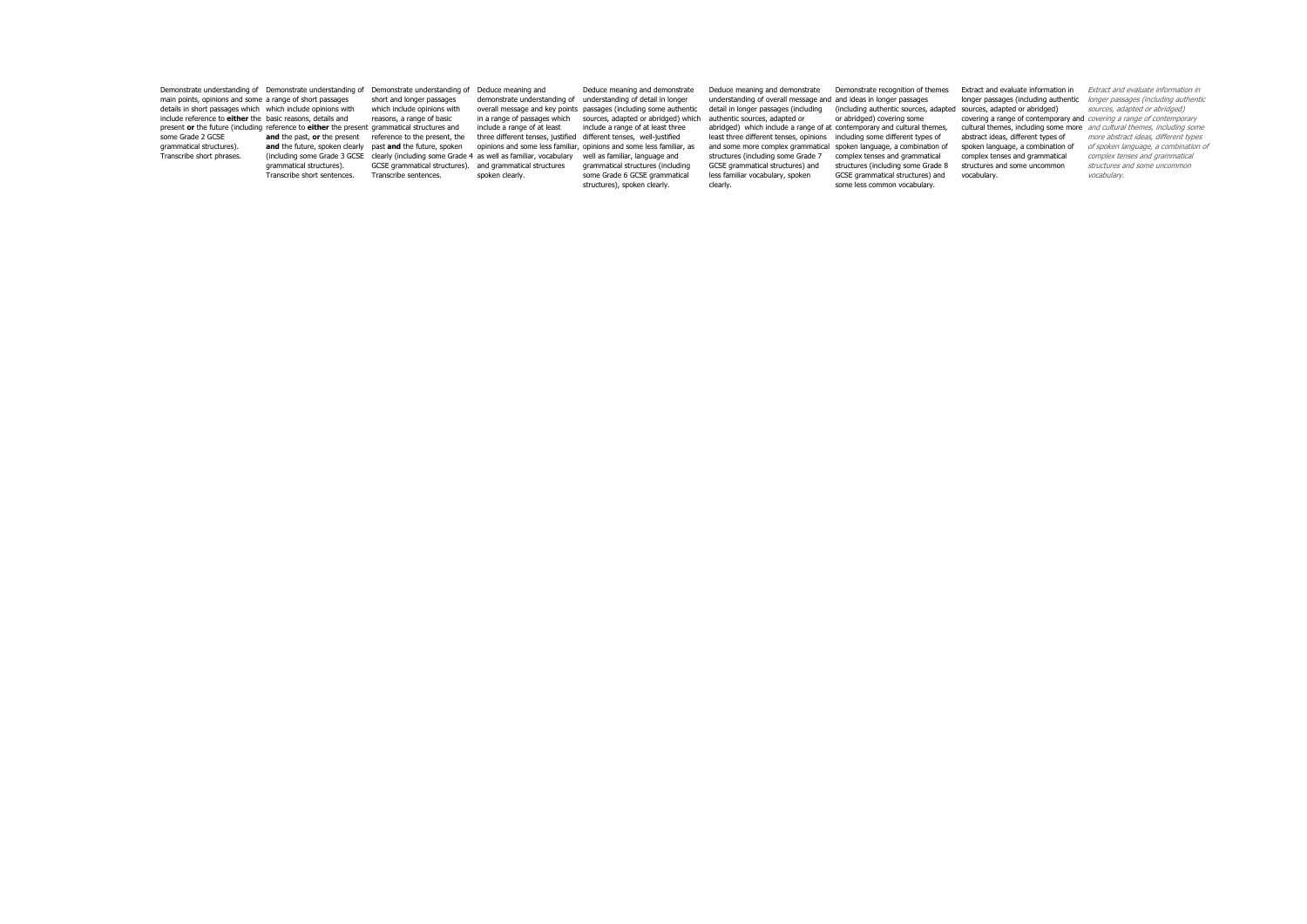| | | | | | | | | | |
|---|---|---|---|---|---|---|---|---|---|
| Demonstrate understanding of main points, opinions and some details in short passages which include reference to **either** the present **or** the future (including some Grade 2 GCSE grammatical structures). Transcribe short phrases. | Demonstrate understanding of a range of short passages which include opinions with basic reasons, details and reference to **either** the present **and** the past, **or** the present **and** the future, spoken clearly (including some Grade 3 GCSE grammatical structures). Transcribe short sentences. | Demonstrate understanding of short and longer passages which include opinions with reasons, a range of basic grammatical structures and reference to the present, the past **and** the future, spoken clearly (including some Grade 4 GCSE grammatical structures). Transcribe sentences. | Deduce meaning and demonstrate understanding of overall message and key points in a range of passages which include a range of at least three different tenses, justified opinions and some less familiar, as well as familiar, vocabulary and grammatical structures spoken clearly. | Deduce meaning and demonstrate understanding of detail in longer passages (including some authentic sources, adapted or abridged) which include a range of at least three different tenses, well-justified opinions and some less familiar, as well as familiar, language and grammatical structures (including some Grade 6 GCSE grammatical structures), spoken clearly. | Deduce meaning and demonstrate understanding of overall message and detail in longer passages (including authentic sources, adapted or abridged) which include a range of at least three different tenses, opinions and some more complex grammatical structures (including some Grade 7 GCSE grammatical structures) and less familiar vocabulary, spoken clearly. | Demonstrate recognition of themes and ideas in longer passages (including authentic sources, adapted or abridged) covering some contemporary and cultural themes, including some different types of spoken language, a combination of complex tenses and grammatical structures (including some Grade 8 GCSE grammatical structures) and some less common vocabulary. | Extract and evaluate information in longer passages (including authentic sources, adapted or abridged) covering a range of contemporary and cultural themes, including some more abstract ideas, different types of spoken language, a combination of complex tenses and grammatical structures and some uncommon vocabulary. | *Extract and evaluate information in longer passages (including authentic sources, adapted or abridged) covering a range of contemporary and cultural themes, including some more abstract ideas, different types of spoken language, a combination of complex tenses and grammatical structures and some uncommon vocabulary.* |